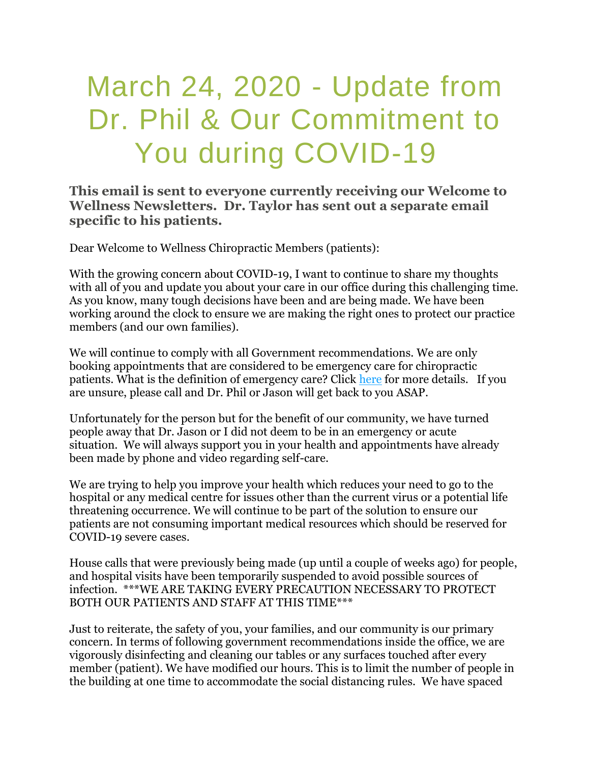# March 24, 2020 - Update from Dr. Phil & Our Commitment to You during COVID-19

**This email is sent to everyone currently receiving our Welcome to Wellness Newsletters. Dr. Taylor has sent out a separate email specific to his patients.**

Dear Welcome to Wellness Chiropractic Members (patients):

With the growing concern about COVID-19, I want to continue to share my thoughts with all of you and update you about your care in our office during this challenging time. As you know, many tough decisions have been and are being made. We have been working around the clock to ensure we are making the right ones to protect our practice members (and our own families).

We will continue to comply with all Government recommendations. We are only booking appointments that are considered to be emergency care for chiropractic patients. What is the definition of emergency care? Click [here]() for more details. If you are unsure, please call and Dr. Phil or Jason will get back to you ASAP.

Unfortunately for the person but for the benefit of our community, we have turned people away that Dr. Jason or I did not deem to be in an emergency or acute situation. We will always support you in your health and appointments have already been made by phone and video regarding self-care.

We are trying to help you improve your health which reduces your need to go to the hospital or any medical centre for issues other than the current virus or a potential life threatening occurrence. We will continue to be part of the solution to ensure our patients are not consuming important medical resources which should be reserved for COVID-19 severe cases.

House calls that were previously being made (up until a couple of weeks ago) for people, and hospital visits have been temporarily suspended to avoid possible sources of infection. ***WE ARE TAKING EVERY PRECAUTION NECESSARY TO PROTECT BOTH OUR PATIENTS AND STAFF AT THIS TIME***

Just to reiterate, the safety of you, your families, and our community is our primary concern. In terms of following government recommendations inside the office, we are vigorously disinfecting and cleaning our tables or any surfaces touched after every member (patient). We have modified our hours. This is to limit the number of people in the building at one time to accommodate the social distancing rules. We have spaced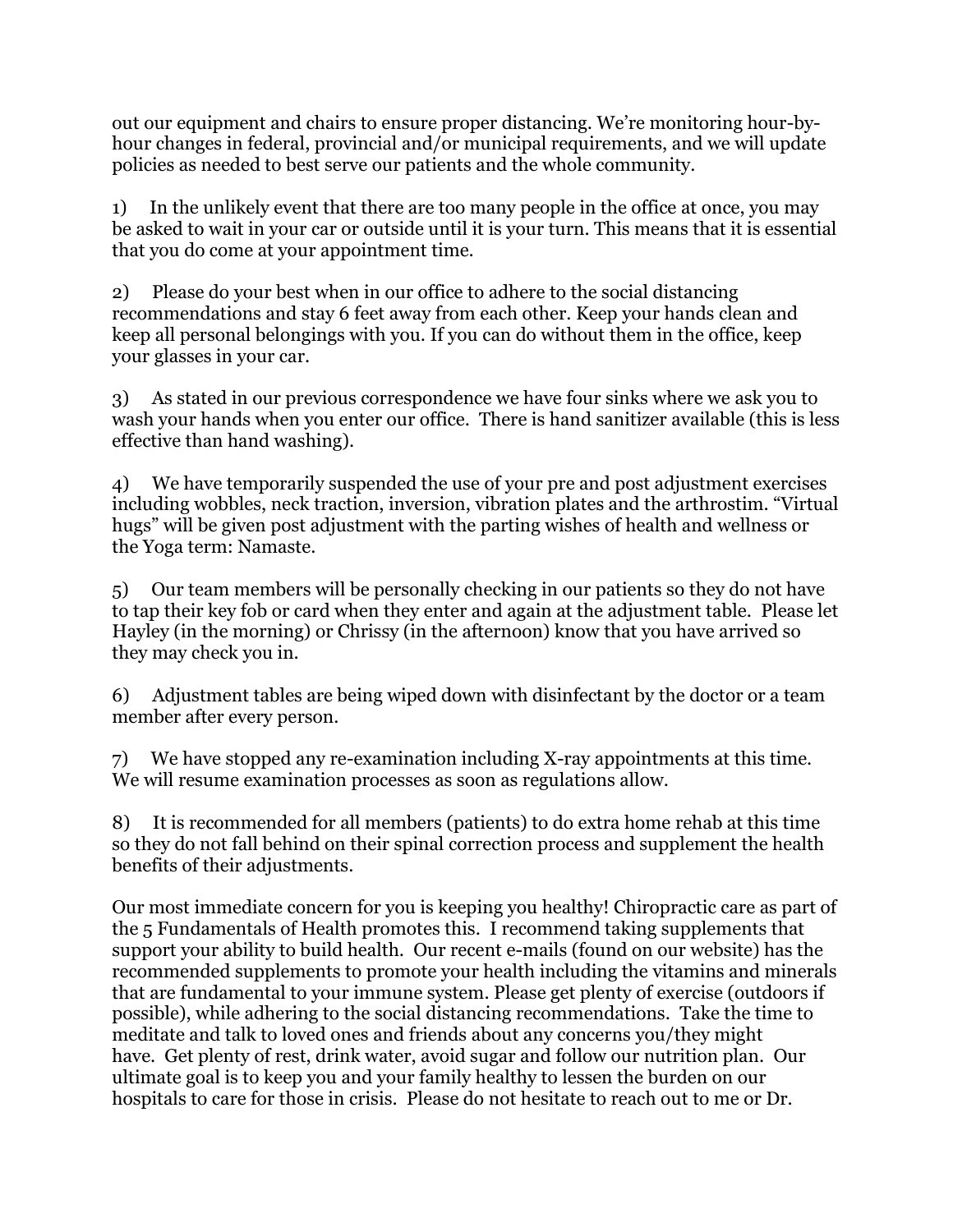out our equipment and chairs to ensure proper distancing. We're monitoring hour-by-hour changes in federal, provincial and/or municipal requirements, and we will update policies as needed to best serve our patients and the whole community.

1) In the unlikely event that there are too many people in the office at once, you may be asked to wait in your car or outside until it is your turn. This means that it is essential that you do come at your appointment time.

2) Please do your best when in our office to adhere to the social distancing recommendations and stay 6 feet away from each other. Keep your hands clean and keep all personal belongings with you. If you can do without them in the office, keep your glasses in your car.

3) As stated in our previous correspondence we have four sinks where we ask you to wash your hands when you enter our office. There is hand sanitizer available (this is less effective than hand washing).

4) We have temporarily suspended the use of your pre and post adjustment exercises including wobbles, neck traction, inversion, vibration plates and the arthrostim. "Virtual hugs" will be given post adjustment with the parting wishes of health and wellness or the Yoga term: Namaste.

5) Our team members will be personally checking in our patients so they do not have to tap their key fob or card when they enter and again at the adjustment table. Please let Hayley (in the morning) or Chrissy (in the afternoon) know that you have arrived so they may check you in.

6) Adjustment tables are being wiped down with disinfectant by the doctor or a team member after every person.

7) We have stopped any re-examination including X-ray appointments at this time. We will resume examination processes as soon as regulations allow.

8) It is recommended for all members (patients) to do extra home rehab at this time so they do not fall behind on their spinal correction process and supplement the health benefits of their adjustments.

Our most immediate concern for you is keeping you healthy! Chiropractic care as part of the 5 Fundamentals of Health promotes this. I recommend taking supplements that support your ability to build health. Our recent e-mails (found on our website) has the recommended supplements to promote your health including the vitamins and minerals that are fundamental to your immune system. Please get plenty of exercise (outdoors if possible), while adhering to the social distancing recommendations. Take the time to meditate and talk to loved ones and friends about any concerns you/they might have. Get plenty of rest, drink water, avoid sugar and follow our nutrition plan. Our ultimate goal is to keep you and your family healthy to lessen the burden on our hospitals to care for those in crisis. Please do not hesitate to reach out to me or Dr.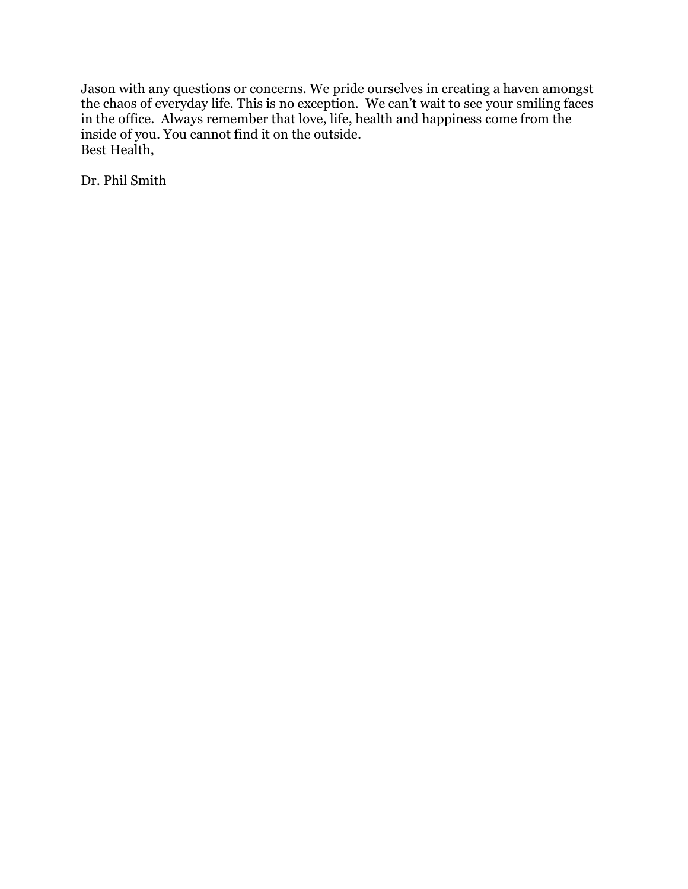Jason with any questions or concerns. We pride ourselves in creating a haven amongst the chaos of everyday life. This is no exception. We can't wait to see your smiling faces in the office. Always remember that love, life, health and happiness come from the inside of you. You cannot find it on the outside.
Best Health,

Dr. Phil Smith